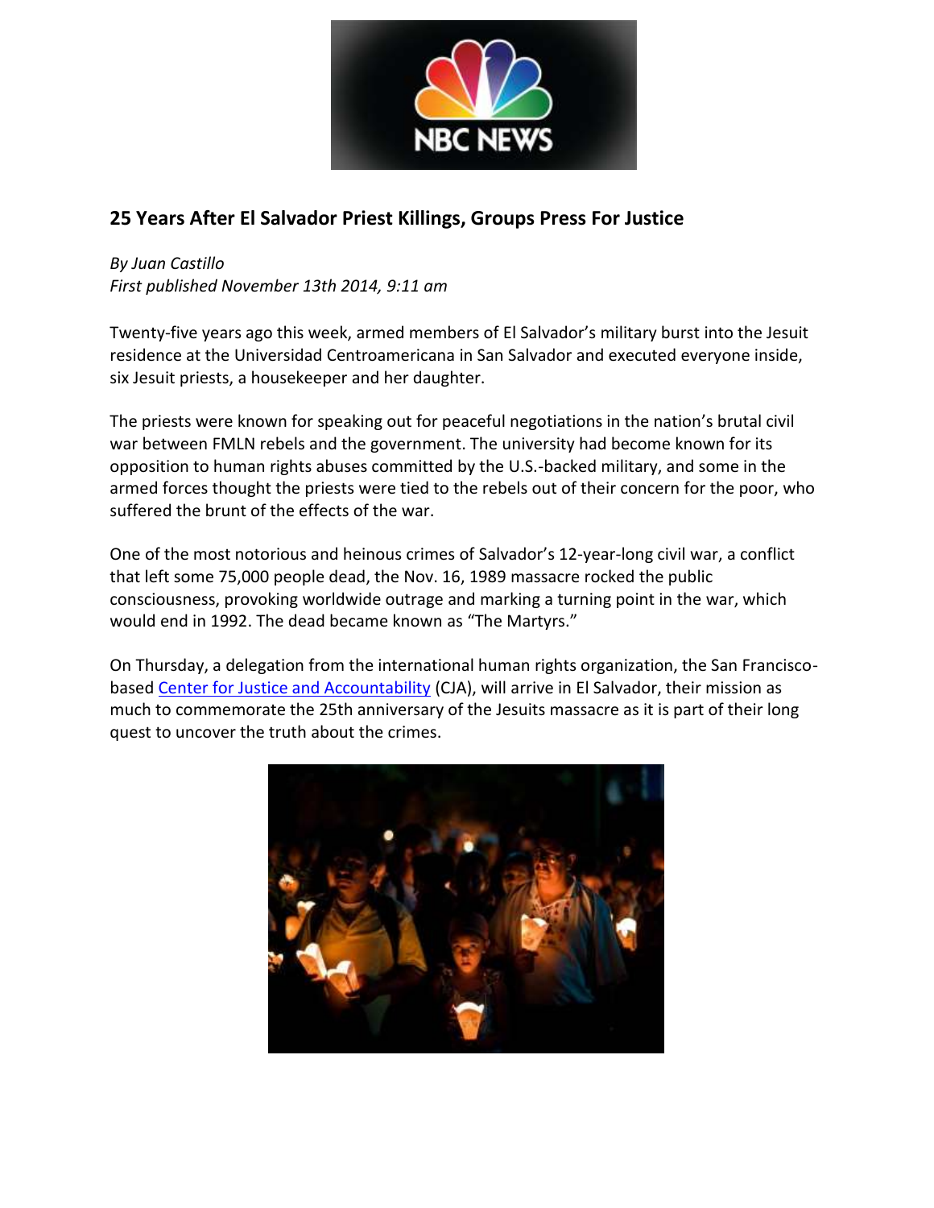# 25 Years After El Salvador Priest Killings, Groups Press For Justice

*By Juan Castillo*
*First published November 13th 2014, 9:11 am*

Twenty-five years ago this week, armed members of El Salvador's military burst into the Jesuit residence at the Universidad Centroamericana in San Salvador and executed everyone inside, six Jesuit priests, a housekeeper and her daughter.

The priests were known for speaking out for peaceful negotiations in the nation's brutal civil war between FMLN rebels and the government. The university had become known for its opposition to human rights abuses committed by the U.S.-backed military, and some in the armed forces thought the priests were tied to the rebels out of their concern for the poor, who suffered the brunt of the effects of the war.

One of the most notorious and heinous crimes of Salvador's 12-year-long civil war, a conflict that left some 75,000 people dead, the Nov. 16, 1989 massacre rocked the public consciousness, provoking worldwide outrage and marking a turning point in the war, which would end in 1992. The dead became known as "The Martyrs."

On Thursday, a delegation from the international human rights organization, the San Francisco-based Center for Justice and Accountability (CJA), will arrive in El Salvador, their mission as much to commemorate the 25th anniversary of the Jesuits massacre as it is part of their long quest to uncover the truth about the crimes.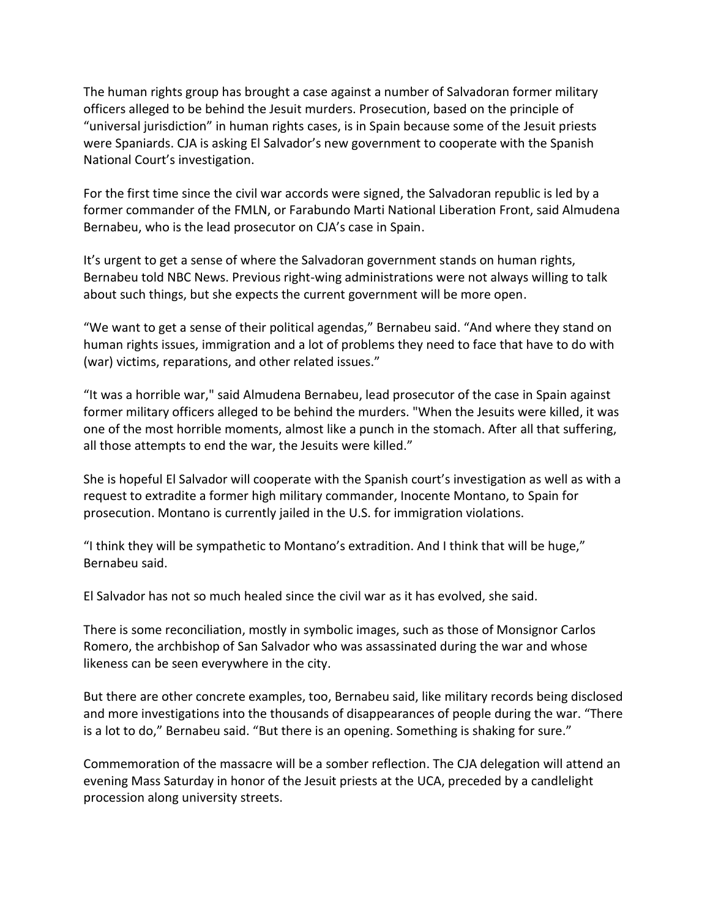The human rights group has brought a case against a number of Salvadoran former military officers alleged to be behind the Jesuit murders. Prosecution, based on the principle of "universal jurisdiction" in human rights cases, is in Spain because some of the Jesuit priests were Spaniards. CJA is asking El Salvador's new government to cooperate with the Spanish National Court's investigation.

For the first time since the civil war accords were signed, the Salvadoran republic is led by a former commander of the FMLN, or Farabundo Marti National Liberation Front, said Almudena Bernabeu, who is the lead prosecutor on CJA's case in Spain.

It's urgent to get a sense of where the Salvadoran government stands on human rights, Bernabeu told NBC News. Previous right-wing administrations were not always willing to talk about such things, but she expects the current government will be more open.

"We want to get a sense of their political agendas," Bernabeu said. "And where they stand on human rights issues, immigration and a lot of problems they need to face that have to do with (war) victims, reparations, and other related issues."

"It was a horrible war," said Almudena Bernabeu, lead prosecutor of the case in Spain against former military officers alleged to be behind the murders. "When the Jesuits were killed, it was one of the most horrible moments, almost like a punch in the stomach. After all that suffering, all those attempts to end the war, the Jesuits were killed."

She is hopeful El Salvador will cooperate with the Spanish court's investigation as well as with a request to extradite a former high military commander, Inocente Montano, to Spain for prosecution. Montano is currently jailed in the U.S. for immigration violations.

"I think they will be sympathetic to Montano's extradition. And I think that will be huge," Bernabeu said.

El Salvador has not so much healed since the civil war as it has evolved, she said.

There is some reconciliation, mostly in symbolic images, such as those of Monsignor Carlos Romero, the archbishop of San Salvador who was assassinated during the war and whose likeness can be seen everywhere in the city.

But there are other concrete examples, too, Bernabeu said, like military records being disclosed and more investigations into the thousands of disappearances of people during the war. "There is a lot to do," Bernabeu said. "But there is an opening. Something is shaking for sure."

Commemoration of the massacre will be a somber reflection. The CJA delegation will attend an evening Mass Saturday in honor of the Jesuit priests at the UCA, preceded by a candlelight procession along university streets.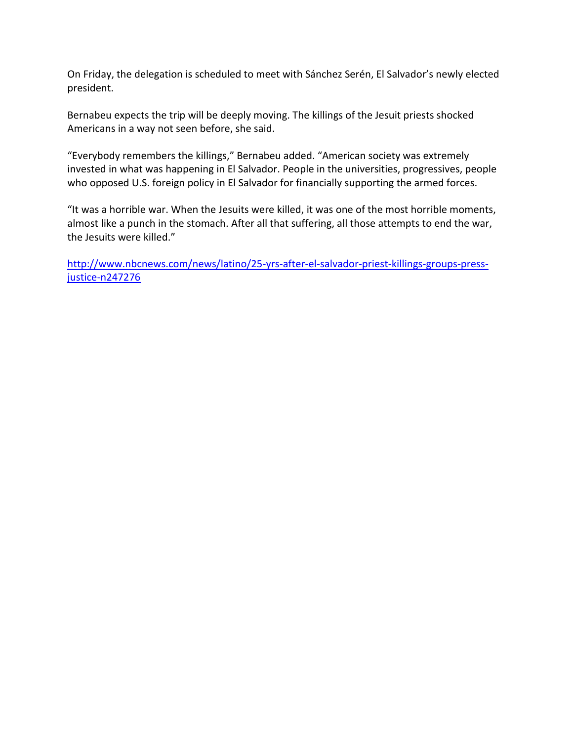On Friday, the delegation is scheduled to meet with Sánchez Serén, El Salvador's newly elected president.

Bernabeu expects the trip will be deeply moving. The killings of the Jesuit priests shocked Americans in a way not seen before, she said.

"Everybody remembers the killings," Bernabeu added. "American society was extremely invested in what was happening in El Salvador. People in the universities, progressives, people who opposed U.S. foreign policy in El Salvador for financially supporting the armed forces.

"It was a horrible war. When the Jesuits were killed, it was one of the most horrible moments, almost like a punch in the stomach. After all that suffering, all those attempts to end the war, the Jesuits were killed."

http://www.nbcnews.com/news/latino/25-yrs-after-el-salvador-priest-killings-groups-press-justice-n247276